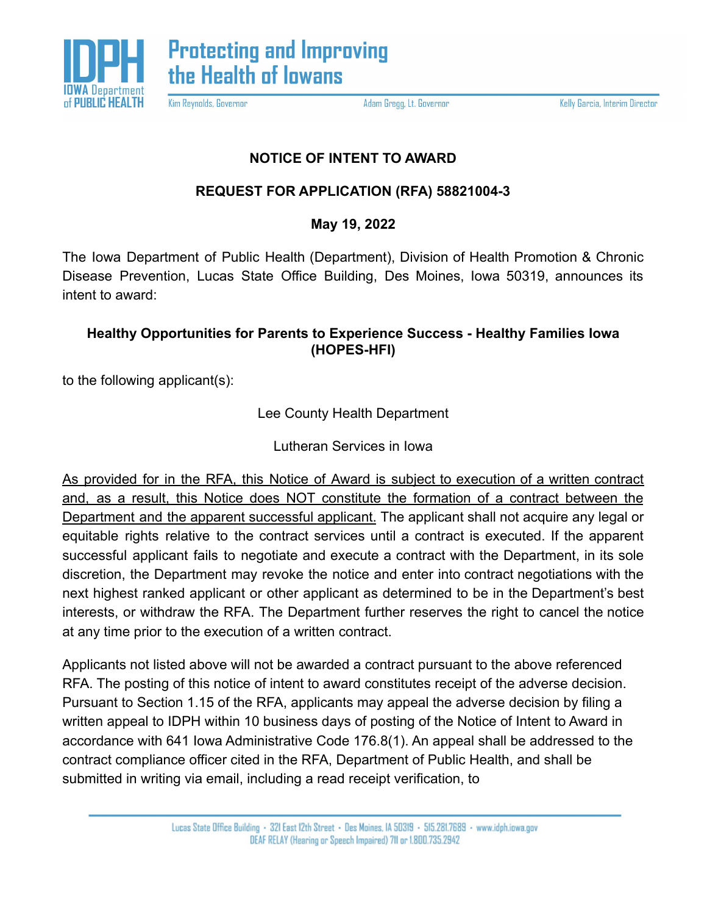**Protecting and Improving the Health of Iowans**

Kim Reynolds, Governor | Adam Gregg, Lt. Governor | Kelly Garcia, Interim Director

## NOTICE OF INTENT TO AWARD

## REQUEST FOR APPLICATION (RFA) 58821004-3

**May 19, 2022**

The Iowa Department of Public Health (Department), Division of Health Promotion & Chronic Disease Prevention, Lucas State Office Building, Des Moines, Iowa 50319, announces its intent to award:

**Healthy Opportunities for Parents to Experience Success - Healthy Families Iowa (HOPES-HFI)**

to the following applicant(s):

Lee County Health Department

Lutheran Services in Iowa

<u>As provided for in the RFA, this Notice of Award is subject to execution of a written contract and, as a result, this Notice does NOT constitute the formation of a contract between the Department and the apparent successful applicant.</u> The applicant shall not acquire any legal or equitable rights relative to the contract services until a contract is executed. If the apparent successful applicant fails to negotiate and execute a contract with the Department, in its sole discretion, the Department may revoke the notice and enter into contract negotiations with the next highest ranked applicant or other applicant as determined to be in the Department's best interests, or withdraw the RFA. The Department further reserves the right to cancel the notice at any time prior to the execution of a written contract.

Applicants not listed above will not be awarded a contract pursuant to the above referenced RFA. The posting of this notice of intent to award constitutes receipt of the adverse decision. Pursuant to Section 1.15 of the RFA, applicants may appeal the adverse decision by filing a written appeal to IDPH within 10 business days of posting of the Notice of Intent to Award in accordance with 641 Iowa Administrative Code 176.8(1). An appeal shall be addressed to the contract compliance officer cited in the RFA, Department of Public Health, and shall be submitted in writing via email, including a read receipt verification, to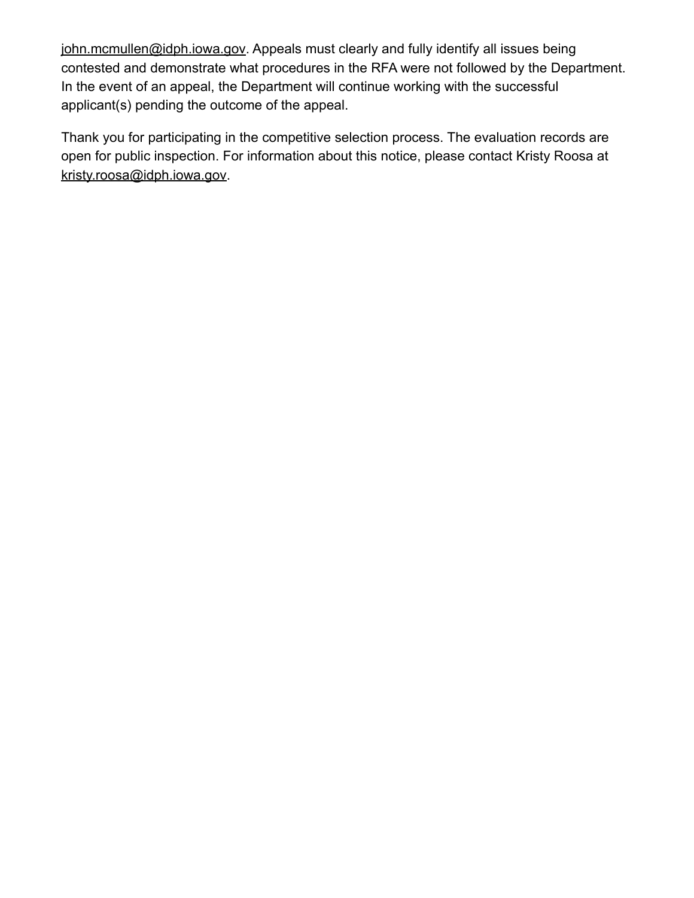john.mcmullen@idph.iowa.gov. Appeals must clearly and fully identify all issues being contested and demonstrate what procedures in the RFA were not followed by the Department. In the event of an appeal, the Department will continue working with the successful applicant(s) pending the outcome of the appeal.

Thank you for participating in the competitive selection process. The evaluation records are open for public inspection. For information about this notice, please contact Kristy Roosa at kristy.roosa@idph.iowa.gov.